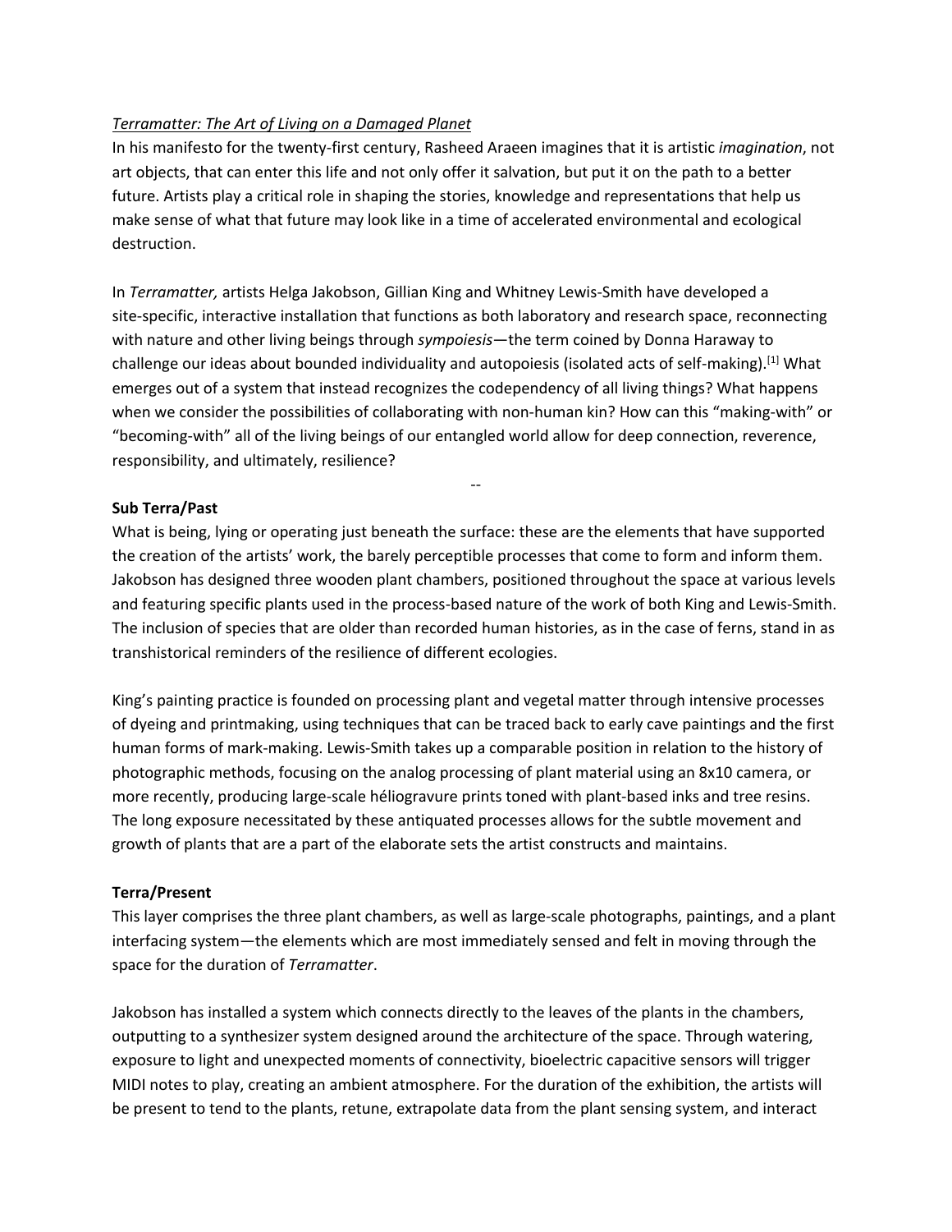*Terramatter: The Art of Living on a Damaged Planet*

In his manifesto for the twenty-first century, Rasheed Araeen imagines that it is artistic *imagination*, not art objects, that can enter this life and not only offer it salvation, but put it on the path to a better future. Artists play a critical role in shaping the stories, knowledge and representations that help us make sense of what that future may look like in a time of accelerated environmental and ecological destruction.

In *Terramatter,* artists Helga Jakobson, Gillian King and Whitney Lewis-Smith have developed a site-specific, interactive installation that functions as both laboratory and research space, reconnecting with nature and other living beings through *sympoiesis*—the term coined by Donna Haraway to challenge our ideas about bounded individuality and autopoiesis (isolated acts of self-making).[1] What emerges out of a system that instead recognizes the codependency of all living things? What happens when we consider the possibilities of collaborating with non-human kin? How can this "making-with" or "becoming-with" all of the living beings of our entangled world allow for deep connection, reverence, responsibility, and ultimately, resilience?

--

**Sub Terra/Past**

What is being, lying or operating just beneath the surface: these are the elements that have supported the creation of the artists' work, the barely perceptible processes that come to form and inform them. Jakobson has designed three wooden plant chambers, positioned throughout the space at various levels and featuring specific plants used in the process-based nature of the work of both King and Lewis-Smith. The inclusion of species that are older than recorded human histories, as in the case of ferns, stand in as transhistorical reminders of the resilience of different ecologies.

King's painting practice is founded on processing plant and vegetal matter through intensive processes of dyeing and printmaking, using techniques that can be traced back to early cave paintings and the first human forms of mark-making. Lewis-Smith takes up a comparable position in relation to the history of photographic methods, focusing on the analog processing of plant material using an 8x10 camera, or more recently, producing large-scale héliogravure prints toned with plant-based inks and tree resins. The long exposure necessitated by these antiquated processes allows for the subtle movement and growth of plants that are a part of the elaborate sets the artist constructs and maintains.

**Terra/Present**

This layer comprises the three plant chambers, as well as large-scale photographs, paintings, and a plant interfacing system—the elements which are most immediately sensed and felt in moving through the space for the duration of *Terramatter*.

Jakobson has installed a system which connects directly to the leaves of the plants in the chambers, outputting to a synthesizer system designed around the architecture of the space. Through watering, exposure to light and unexpected moments of connectivity, bioelectric capacitive sensors will trigger MIDI notes to play, creating an ambient atmosphere. For the duration of the exhibition, the artists will be present to tend to the plants, retune, extrapolate data from the plant sensing system, and interact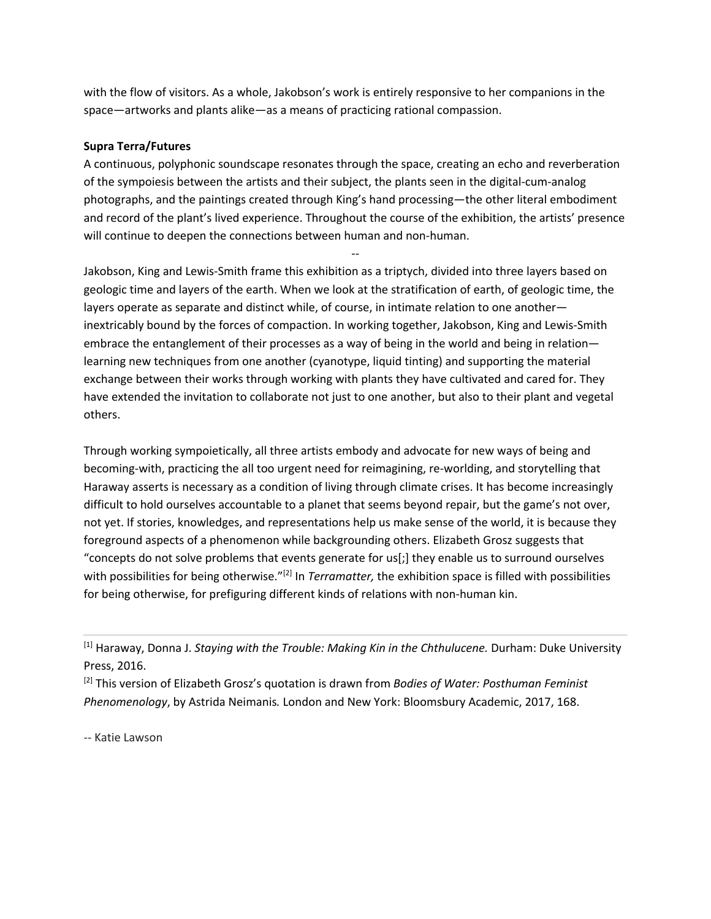with the flow of visitors. As a whole, Jakobson's work is entirely responsive to her companions in the space—artworks and plants alike—as a means of practicing rational compassion.

**Supra Terra/Futures**

A continuous, polyphonic soundscape resonates through the space, creating an echo and reverberation of the sympoiesis between the artists and their subject, the plants seen in the digital-cum-analog photographs, and the paintings created through King's hand processing—the other literal embodiment and record of the plant's lived experience. Throughout the course of the exhibition, the artists' presence will continue to deepen the connections between human and non-human.

--

Jakobson, King and Lewis-Smith frame this exhibition as a triptych, divided into three layers based on geologic time and layers of the earth. When we look at the stratification of earth, of geologic time, the layers operate as separate and distinct while, of course, in intimate relation to one another—inextricably bound by the forces of compaction. In working together, Jakobson, King and Lewis-Smith embrace the entanglement of their processes as a way of being in the world and being in relation—learning new techniques from one another (cyanotype, liquid tinting) and supporting the material exchange between their works through working with plants they have cultivated and cared for. They have extended the invitation to collaborate not just to one another, but also to their plant and vegetal others.

Through working sympoietically, all three artists embody and advocate for new ways of being and becoming-with, practicing the all too urgent need for reimagining, re-worlding, and storytelling that Haraway asserts is necessary as a condition of living through climate crises. It has become increasingly difficult to hold ourselves accountable to a planet that seems beyond repair, but the game's not over, not yet. If stories, knowledges, and representations help us make sense of the world, it is because they foreground aspects of a phenomenon while backgrounding others. Elizabeth Grosz suggests that "concepts do not solve problems that events generate for us[;] they enable us to surround ourselves with possibilities for being otherwise."[2] In *Terramatter,* the exhibition space is filled with possibilities for being otherwise, for prefiguring different kinds of relations with non-human kin.

---

[1] Haraway, Donna J. *Staying with the Trouble: Making Kin in the Chthulucene.* Durham: Duke University Press, 2016.

[2] This version of Elizabeth Grosz's quotation is drawn from *Bodies of Water: Posthuman Feminist Phenomenology*, by Astrida Neimanis*.* London and New York: Bloomsbury Academic, 2017, 168.

-- Katie Lawson